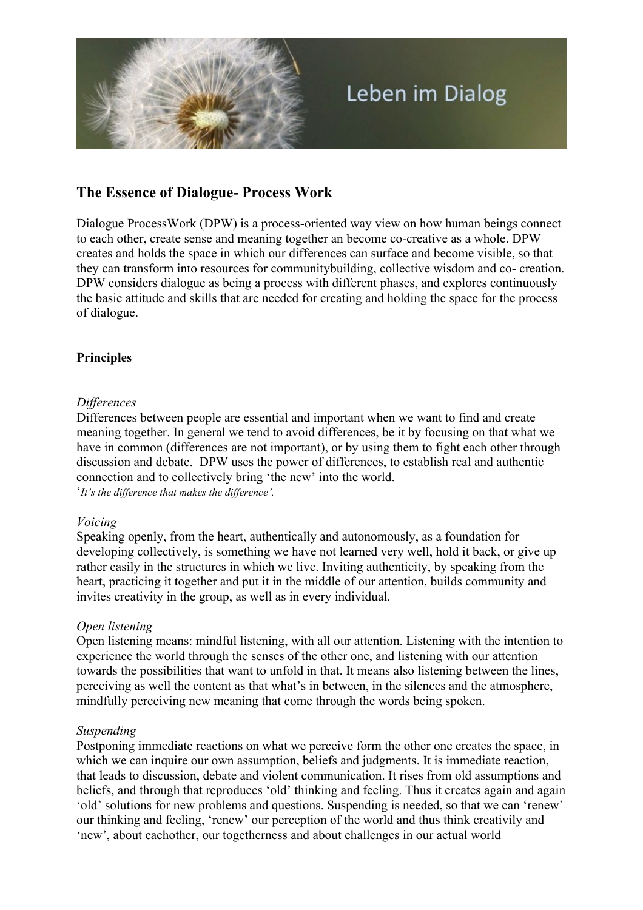Leben im Dialog

## The Essence of Dialogue- Process Work

Dialogue ProcessWork (DPW) is a process-oriented way view on how human beings connect to each other, create sense and meaning together an become co-creative as a whole. DPW creates and holds the space in which our differences can surface and become visible, so that they can transform into resources for communitybuilding, collective wisdom and co- creation. DPW considers dialogue as being a process with different phases, and explores continuously the basic attitude and skills that are needed for creating and holding the space for the process of dialogue.

### Principles

*Differences*

Differences between people are essential and important when we want to find and create meaning together. In general we tend to avoid differences, be it by focusing on that what we have in common (differences are not important), or by using them to fight each other through discussion and debate. DPW uses the power of differences, to establish real and authentic connection and to collectively bring 'the new' into the world.

'*It's the difference that makes the difference'.*

*Voicing*

Speaking openly, from the heart, authentically and autonomously, as a foundation for developing collectively, is something we have not learned very well, hold it back, or give up rather easily in the structures in which we live. Inviting authenticity, by speaking from the heart, practicing it together and put it in the middle of our attention, builds community and invites creativity in the group, as well as in every individual.

*Open listening*

Open listening means: mindful listening, with all our attention. Listening with the intention to experience the world through the senses of the other one, and listening with our attention towards the possibilities that want to unfold in that. It means also listening between the lines, perceiving as well the content as that what's in between, in the silences and the atmosphere, mindfully perceiving new meaning that come through the words being spoken.

*Suspending*

Postponing immediate reactions on what we perceive form the other one creates the space, in which we can inquire our own assumption, beliefs and judgments. It is immediate reaction, that leads to discussion, debate and violent communication. It rises from old assumptions and beliefs, and through that reproduces 'old' thinking and feeling. Thus it creates again and again 'old' solutions for new problems and questions. Suspending is needed, so that we can 'renew' our thinking and feeling, 'renew' our perception of the world and thus think creativily and 'new', about eachother, our togetherness and about challenges in our actual world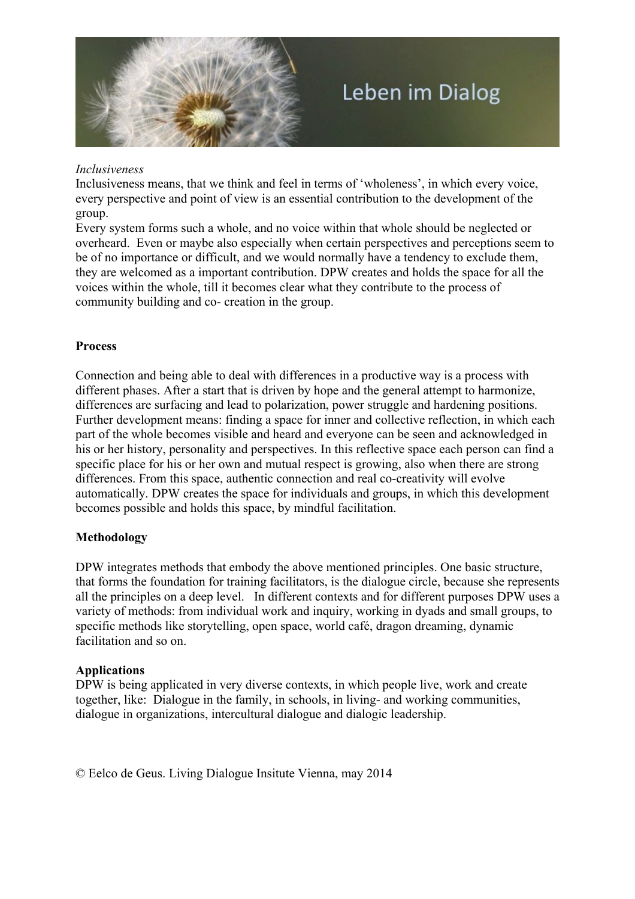*Inclusiveness*
Inclusiveness means, that we think and feel in terms of 'wholeness', in which every voice, every perspective and point of view is an essential contribution to the development of the group.
Every system forms such a whole, and no voice within that whole should be neglected or overheard. Even or maybe also especially when certain perspectives and perceptions seem to be of no importance or difficult, and we would normally have a tendency to exclude them, they are welcomed as a important contribution. DPW creates and holds the space for all the voices within the whole, till it becomes clear what they contribute to the process of community building and co- creation in the group.

**Process**

Connection and being able to deal with differences in a productive way is a process with different phases. After a start that is driven by hope and the general attempt to harmonize, differences are surfacing and lead to polarization, power struggle and hardening positions. Further development means: finding a space for inner and collective reflection, in which each part of the whole becomes visible and heard and everyone can be seen and acknowledged in his or her history, personality and perspectives. In this reflective space each person can find a specific place for his or her own and mutual respect is growing, also when there are strong differences. From this space, authentic connection and real co-creativity will evolve automatically. DPW creates the space for individuals and groups, in which this development becomes possible and holds this space, by mindful facilitation.

**Methodology**

DPW integrates methods that embody the above mentioned principles. One basic structure, that forms the foundation for training facilitators, is the dialogue circle, because she represents all the principles on a deep level. In different contexts and for different purposes DPW uses a variety of methods: from individual work and inquiry, working in dyads and small groups, to specific methods like storytelling, open space, world café, dragon dreaming, dynamic facilitation and so on.

**Applications**
DPW is being applicated in very diverse contexts, in which people live, work and create together, like: Dialogue in the family, in schools, in living- and working communities, dialogue in organizations, intercultural dialogue and dialogic leadership.

© Eelco de Geus. Living Dialogue Insitute Vienna, may 2014